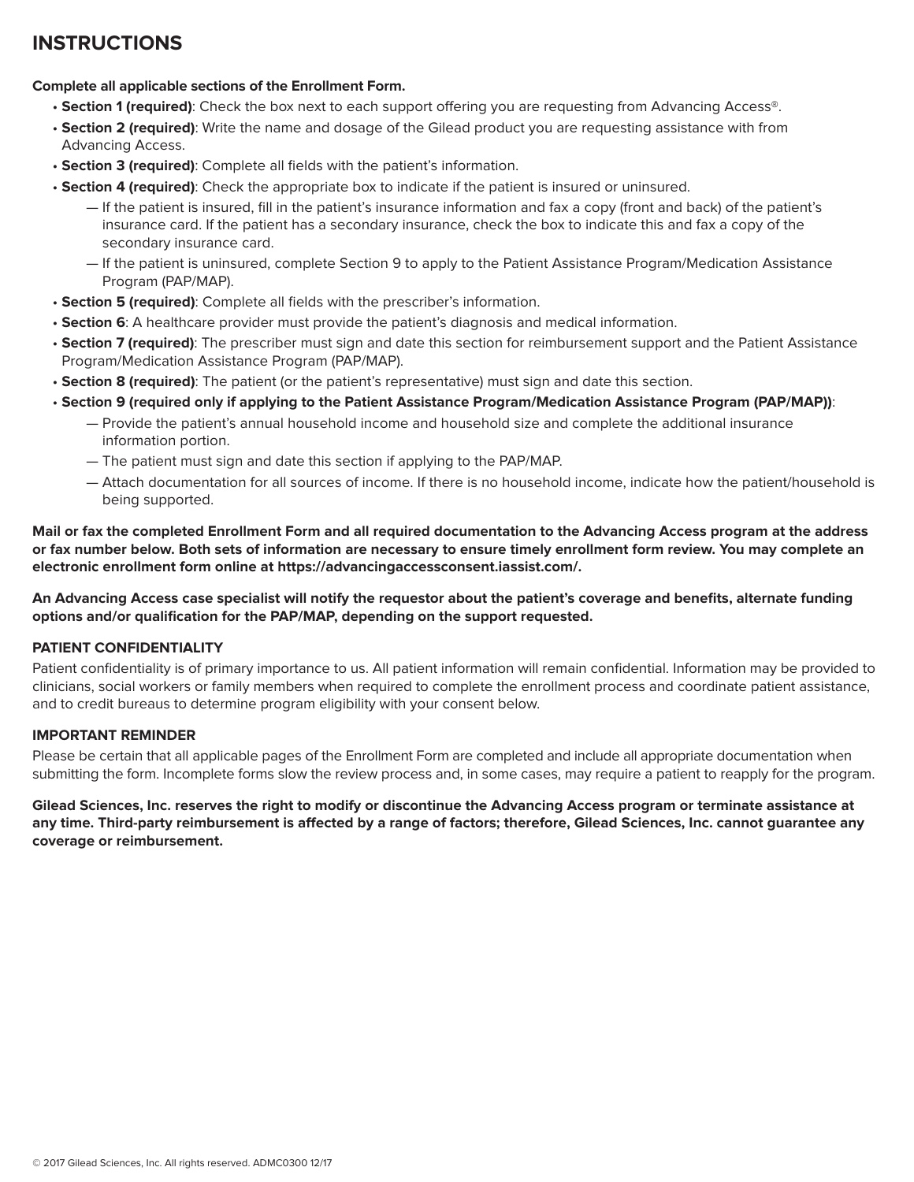# INSTRUCTIONS

**Complete all applicable sections of the Enrollment Form.**

- **Section 1 (required)**: Check the box next to each support offering you are requesting from Advancing Access®.
- **Section 2 (required)**: Write the name and dosage of the Gilead product you are requesting assistance with from Advancing Access.
- **Section 3 (required)**: Complete all fields with the patient's information.
- **Section 4 (required)**: Check the appropriate box to indicate if the patient is insured or uninsured.
  - — If the patient is insured, fill in the patient's insurance information and fax a copy (front and back) of the patient's insurance card. If the patient has a secondary insurance, check the box to indicate this and fax a copy of the secondary insurance card.
  - — If the patient is uninsured, complete Section 9 to apply to the Patient Assistance Program/Medication Assistance Program (PAP/MAP).
- **Section 5 (required)**: Complete all fields with the prescriber's information.
- **Section 6**: A healthcare provider must provide the patient's diagnosis and medical information.
- **Section 7 (required)**: The prescriber must sign and date this section for reimbursement support and the Patient Assistance Program/Medication Assistance Program (PAP/MAP).
- **Section 8 (required)**: The patient (or the patient's representative) must sign and date this section.
- **Section 9 (required only if applying to the Patient Assistance Program/Medication Assistance Program (PAP/MAP))**:
  - — Provide the patient's annual household income and household size and complete the additional insurance information portion.
  - — The patient must sign and date this section if applying to the PAP/MAP.
  - — Attach documentation for all sources of income. If there is no household income, indicate how the patient/household is being supported.

**Mail or fax the completed Enrollment Form and all required documentation to the Advancing Access program at the address or fax number below. Both sets of information are necessary to ensure timely enrollment form review. You may complete an electronic enrollment form online at https://advancingaccessconsent.iassist.com/.**

**An Advancing Access case specialist will notify the requestor about the patient's coverage and benefits, alternate funding options and/or qualification for the PAP/MAP, depending on the support requested.**

### PATIENT CONFIDENTIALITY

Patient confidentiality is of primary importance to us. All patient information will remain confidential. Information may be provided to clinicians, social workers or family members when required to complete the enrollment process and coordinate patient assistance, and to credit bureaus to determine program eligibility with your consent below.

### IMPORTANT REMINDER

Please be certain that all applicable pages of the Enrollment Form are completed and include all appropriate documentation when submitting the form. Incomplete forms slow the review process and, in some cases, may require a patient to reapply for the program.

**Gilead Sciences, Inc. reserves the right to modify or discontinue the Advancing Access program or terminate assistance at any time. Third-party reimbursement is affected by a range of factors; therefore, Gilead Sciences, Inc. cannot guarantee any coverage or reimbursement.**

© 2017 Gilead Sciences, Inc. All rights reserved. ADMC0300 12/17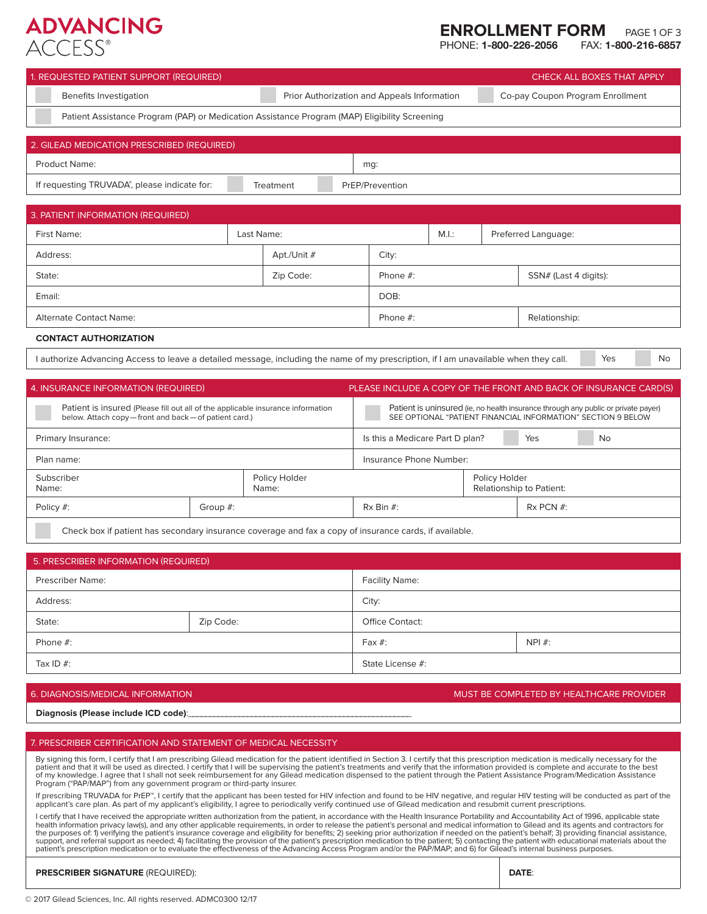# ADVANCING ACCESS®

## ENROLLMENT FORM

PHONE: **1-800-226-2056** FAX: **1-800-216-6857**

| 1. REQUESTED PATIENT SUPPORT (REQUIRED) | | CHECK ALL BOXES THAT APPLY |
|---|---|---|
| ☐ Benefits Investigation | ☐ Prior Authorization and Appeals Information | ☐ Co-pay Coupon Program Enrollment |
| ☐ Patient Assistance Program (PAP) or Medication Assistance Program (MAP) Eligibility Screening | | |

| 2. GILEAD MEDICATION PRESCRIBED (REQUIRED) | |
|---|---|
| Product Name: | mg: |
| If requesting TRUVADA®, please indicate for: ☐ Treatment ☐ PrEP/Prevention | |

| 3. PATIENT INFORMATION (REQUIRED) | | | |
|---|---|---|---|
| First Name: | Last Name: | M.I.: | Preferred Language: |
| Address: | Apt./Unit # | City: | |
| State: | Zip Code: | Phone #: | SSN# (Last 4 digits): |
| Email: | | DOB: | |
| Alternate Contact Name: | | Phone #: | Relationship: |

**CONTACT AUTHORIZATION**

I authorize Advancing Access to leave a detailed message, including the name of my prescription, if I am unavailable when they call. ☐ Yes ☐ No

| 4. INSURANCE INFORMATION (REQUIRED) | | | PLEASE INCLUDE A COPY OF THE FRONT AND BACK OF INSURANCE CARD(S) |
|---|---|---|---|
| ☐ Patient is insured (Please fill out all of the applicable insurance information below. Attach copy—front and back—of patient card.) | | ☐ Patient is uninsured (ie, no health insurance through any public or private payer) SEE OPTIONAL "PATIENT FINANCIAL INFORMATION" SECTION 9 BELOW | |
| Primary Insurance: | | Is this a Medicare Part D plan? ☐ Yes ☐ No | |
| Plan name: | | Insurance Phone Number: | |
| Subscriber Name: | Policy Holder Name: | | Policy Holder Relationship to Patient: |
| Policy #: | Group #: | Rx Bin #: | Rx PCN #: |
| ☐ Check box if patient has secondary insurance coverage and fax a copy of insurance cards, if available. | | | |

| 5. PRESCRIBER INFORMATION (REQUIRED) | | | |
|---|---|---|---|
| Prescriber Name: | | Facility Name: | |
| Address: | | City: | |
| State: | Zip Code: | Office Contact: | |
| Phone #: | | Fax #: | NPI #: |
| Tax ID #: | | State License #: | |

| 6. DIAGNOSIS/MEDICAL INFORMATION | MUST BE COMPLETED BY HEALTHCARE PROVIDER |
|---|---|
| **Diagnosis (Please include ICD code):**_________________________________________________ | |

### 7. PRESCRIBER CERTIFICATION AND STATEMENT OF MEDICAL NECESSITY

By signing this form, I certify that I am prescribing Gilead medication for the patient identified in Section 3. I certify that this prescription medication is medically necessary for the patient and that it will be used as directed. I certify that I will be supervising the patient's treatments and verify that the information provided is complete and accurate to the best of my knowledge. I agree that I shall not seek reimbursement for any Gilead medication dispensed to the patient through the Patient Assistance Program/Medication Assistance Program ("PAP/MAP") from any government program or third-party insurer.

If prescribing TRUVADA for PrEP™, I certify that the applicant has been tested for HIV infection and found to be HIV negative, and regular HIV testing will be conducted as part of the applicant's care plan. As part of my applicant's eligibility, I agree to periodically verify continued use of Gilead medication and resubmit current prescriptions.

I certify that I have received the appropriate written authorization from the patient, in accordance with the Health Insurance Portability and Accountability Act of 1996, applicable state health information privacy law(s), and any other applicable requirements, in order to release the patient's personal and medical information to Gilead and its agents and contractors for the purposes of: 1) verifying the patient's insurance coverage and eligibility for benefits; 2) seeking prior authorization if needed on the patient's behalf; 3) providing financial assistance, support, and referral support as needed; 4) facilitating the provision of the patient's prescription medication to the patient; 5) contacting the patient with educational materials about the patient's prescription medication or to evaluate the effectiveness of the Advancing Access Program and/or the PAP/MAP; and 6) for Gilead's internal business purposes.

| **PRESCRIBER SIGNATURE** (REQUIRED): | **DATE**: |
|---|---|

© 2017 Gilead Sciences, Inc. All rights reserved. ADMC0300 12/17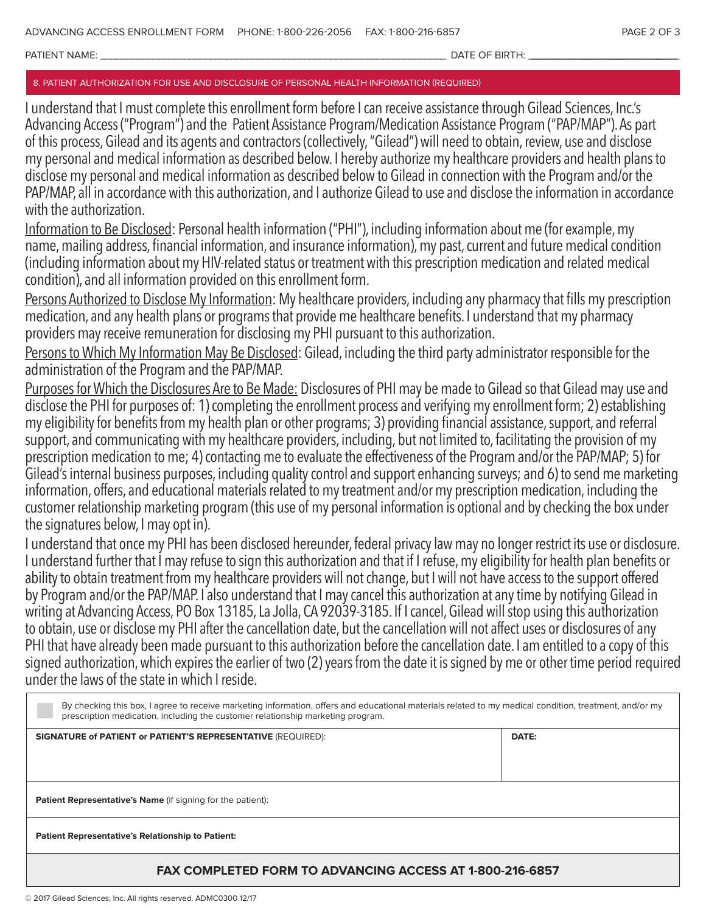PATIENT NAME: ______________________________ DATE OF BIRTH: ______________

## 8. PATIENT AUTHORIZATION FOR USE AND DISCLOSURE OF PERSONAL HEALTH INFORMATION (REQUIRED)

I understand that I must complete this enrollment form before I can receive assistance through Gilead Sciences, Inc.'s Advancing Access ("Program") and the Patient Assistance Program/Medication Assistance Program ("PAP/MAP"). As part of this process, Gilead and its agents and contractors (collectively, "Gilead") will need to obtain, review, use and disclose my personal and medical information as described below. I hereby authorize my healthcare providers and health plans to disclose my personal and medical information as described below to Gilead in connection with the Program and/or the PAP/MAP, all in accordance with this authorization, and I authorize Gilead to use and disclose the information in accordance with the authorization.

Information to Be Disclosed: Personal health information ("PHI"), including information about me (for example, my name, mailing address, financial information, and insurance information), my past, current and future medical condition (including information about my HIV-related status or treatment with this prescription medication and related medical condition), and all information provided on this enrollment form.

Persons Authorized to Disclose My Information: My healthcare providers, including any pharmacy that fills my prescription medication, and any health plans or programs that provide me healthcare benefits. I understand that my pharmacy providers may receive remuneration for disclosing my PHI pursuant to this authorization.

Persons to Which My Information May Be Disclosed: Gilead, including the third party administrator responsible for the administration of the Program and the PAP/MAP.

Purposes for Which the Disclosures Are to Be Made: Disclosures of PHI may be made to Gilead so that Gilead may use and disclose the PHI for purposes of: 1) completing the enrollment process and verifying my enrollment form; 2) establishing my eligibility for benefits from my health plan or other programs; 3) providing financial assistance, support, and referral support, and communicating with my healthcare providers, including, but not limited to, facilitating the provision of my prescription medication to me; 4) contacting me to evaluate the effectiveness of the Program and/or the PAP/MAP; 5) for Gilead's internal business purposes, including quality control and support enhancing surveys; and 6) to send me marketing information, offers, and educational materials related to my treatment and/or my prescription medication, including the customer relationship marketing program (this use of my personal information is optional and by checking the box under the signatures below, I may opt in).

I understand that once my PHI has been disclosed hereunder, federal privacy law may no longer restrict its use or disclosure. I understand further that I may refuse to sign this authorization and that if I refuse, my eligibility for health plan benefits or ability to obtain treatment from my healthcare providers will not change, but I will not have access to the support offered by Program and/or the PAP/MAP. I also understand that I may cancel this authorization at any time by notifying Gilead in writing at Advancing Access, PO Box 13185, La Jolla, CA 92039-3185. If I cancel, Gilead will stop using this authorization to obtain, use or disclose my PHI after the cancellation date, but the cancellation will not affect uses or disclosures of any PHI that have already been made pursuant to this authorization before the cancellation date. I am entitled to a copy of this signed authorization, which expires the earlier of two (2) years from the date it is signed by me or other time period required under the laws of the state in which I reside.

☐ By checking this box, I agree to receive marketing information, offers and educational materials related to my medical condition, treatment, and/or my prescription medication, including the customer relationship marketing program.

| **SIGNATURE of PATIENT or PATIENT'S REPRESENTATIVE** (REQUIRED): | **DATE:** |
|---|---|
| | |

**Patient Representative's Name** (if signing for the patient):

**Patient Representative's Relationship to Patient:**

**FAX COMPLETED FORM TO ADVANCING ACCESS AT 1-800-216-6857**

© 2017 Gilead Sciences, Inc. All rights reserved. ADMC0300 12/17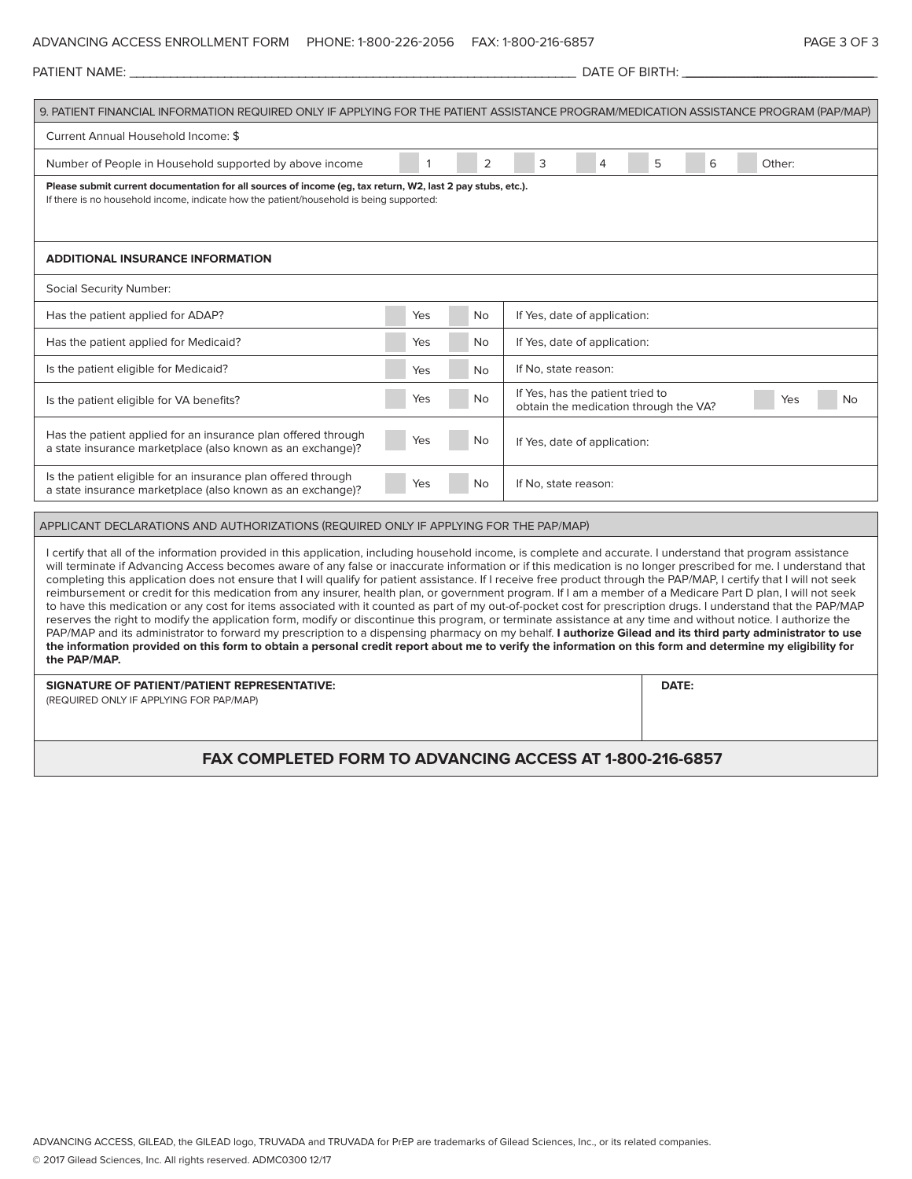PATIENT NAME: ______________________________ DATE OF BIRTH: ______________

| 9. PATIENT FINANCIAL INFORMATION REQUIRED ONLY IF APPLYING FOR THE PATIENT ASSISTANCE PROGRAM/MEDICATION ASSISTANCE PROGRAM (PAP/MAP) | | | | | | | |
|---|---|---|---|---|---|---|---|
| Current Annual Household Income: $ | | | | | | | |
| Number of People in Household supported by above income | 1 | 2 | 3 | 4 | 5 | 6 | Other: |

**Please submit current documentation for all sources of income (eg, tax return, W2, last 2 pay stubs, etc.).**
If there is no household income, indicate how the patient/household is being supported:

**ADDITIONAL INSURANCE INFORMATION**

Social Security Number:

| | | | | | |
|---|---|---|---|---|---|
| Has the patient applied for ADAP? | Yes | No | If Yes, date of application: | | |
| Has the patient applied for Medicaid? | Yes | No | If Yes, date of application: | | |
| Is the patient eligible for Medicaid? | Yes | No | If No, state reason: | | |
| Is the patient eligible for VA benefits? | Yes | No | If Yes, has the patient tried to obtain the medication through the VA? | Yes | No |
| Has the patient applied for an insurance plan offered through a state insurance marketplace (also known as an exchange)? | Yes | No | If Yes, date of application: | | |
| Is the patient eligible for an insurance plan offered through a state insurance marketplace (also known as an exchange)? | Yes | No | If No, state reason: | | |

## APPLICANT DECLARATIONS AND AUTHORIZATIONS (REQUIRED ONLY IF APPLYING FOR THE PAP/MAP)

I certify that all of the information provided in this application, including household income, is complete and accurate. I understand that program assistance will terminate if Advancing Access becomes aware of any false or inaccurate information or if this medication is no longer prescribed for me. I understand that completing this application does not ensure that I will qualify for patient assistance. If I receive free product through the PAP/MAP, I certify that I will not seek reimbursement or credit for this medication from any insurer, health plan, or government program. If I am a member of a Medicare Part D plan, I will not seek to have this medication or any cost for items associated with it counted as part of my out-of-pocket cost for prescription drugs. I understand that the PAP/MAP reserves the right to modify the application form, modify or discontinue this program, or terminate assistance at any time and without notice. I authorize the PAP/MAP and its administrator to forward my prescription to a dispensing pharmacy on my behalf. **I authorize Gilead and its third party administrator to use the information provided on this form to obtain a personal credit report about me to verify the information on this form and determine my eligibility for the PAP/MAP.**

| **SIGNATURE OF PATIENT/PATIENT REPRESENTATIVE:** (REQUIRED ONLY IF APPLYING FOR PAP/MAP) | **DATE:** |
|---|---|
| | |

## FAX COMPLETED FORM TO ADVANCING ACCESS AT 1-800-216-6857

ADVANCING ACCESS, GILEAD, the GILEAD logo, TRUVADA and TRUVADA for PrEP are trademarks of Gilead Sciences, Inc., or its related companies.

© 2017 Gilead Sciences, Inc. All rights reserved. ADMC0300 12/17